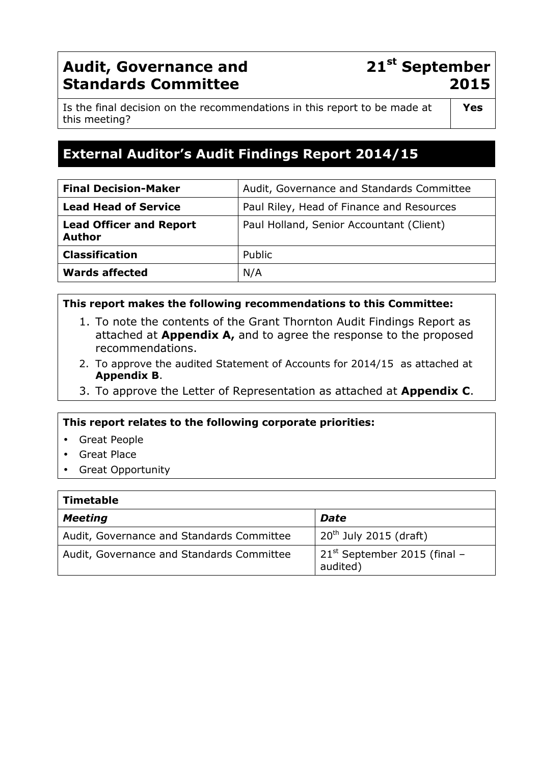| **Audit, Governance and Standards Committee** | **21st September 2015** |
|---|---|
| Is the final decision on the recommendations in this report to be made at this meeting? | **Yes** |

# External Auditor's Audit Findings Report 2014/15

| | |
|---|---|
| **Final Decision-Maker** | Audit, Governance and Standards Committee |
| **Lead Head of Service** | Paul Riley, Head of Finance and Resources |
| **Lead Officer and Report Author** | Paul Holland, Senior Accountant (Client) |
| **Classification** | Public |
| **Wards affected** | N/A |

**This report makes the following recommendations to this Committee:**

1. To note the contents of the Grant Thornton Audit Findings Report as attached at **Appendix A,** and to agree the response to the proposed recommendations.
2. To approve the audited Statement of Accounts for 2014/15 as attached at **Appendix B**.
3. To approve the Letter of Representation as attached at **Appendix C**.

**This report relates to the following corporate priorities:**

- Great People
- Great Place
- Great Opportunity

| **Timetable** | |
|---|---|
| ***Meeting*** | ***Date*** |
| Audit, Governance and Standards Committee | 20th July 2015 (draft) |
| Audit, Governance and Standards Committee | 21st September 2015 (final – audited) |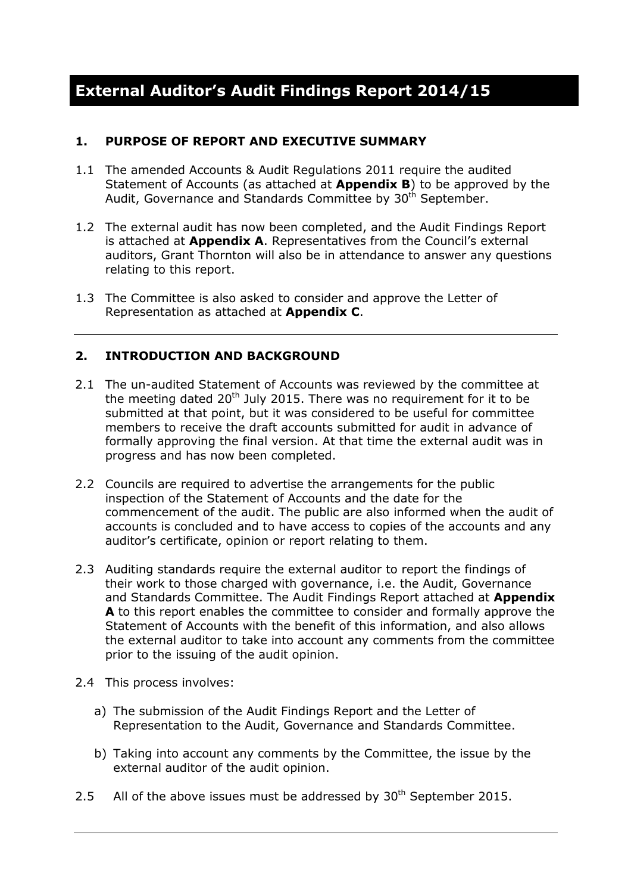# External Auditor's Audit Findings Report 2014/15

## 1. PURPOSE OF REPORT AND EXECUTIVE SUMMARY

1.1 The amended Accounts & Audit Regulations 2011 require the audited Statement of Accounts (as attached at **Appendix B**) to be approved by the Audit, Governance and Standards Committee by 30th September.

1.2 The external audit has now been completed, and the Audit Findings Report is attached at **Appendix A**. Representatives from the Council's external auditors, Grant Thornton will also be in attendance to answer any questions relating to this report.

1.3 The Committee is also asked to consider and approve the Letter of Representation as attached at **Appendix C**.

---

## 2. INTRODUCTION AND BACKGROUND

2.1 The un-audited Statement of Accounts was reviewed by the committee at the meeting dated 20th July 2015. There was no requirement for it to be submitted at that point, but it was considered to be useful for committee members to receive the draft accounts submitted for audit in advance of formally approving the final version. At that time the external audit was in progress and has now been completed.

2.2 Councils are required to advertise the arrangements for the public inspection of the Statement of Accounts and the date for the commencement of the audit. The public are also informed when the audit of accounts is concluded and to have access to copies of the accounts and any auditor's certificate, opinion or report relating to them.

2.3 Auditing standards require the external auditor to report the findings of their work to those charged with governance, i.e. the Audit, Governance and Standards Committee. The Audit Findings Report attached at **Appendix A** to this report enables the committee to consider and formally approve the Statement of Accounts with the benefit of this information, and also allows the external auditor to take into account any comments from the committee prior to the issuing of the audit opinion.

2.4 This process involves:

a) The submission of the Audit Findings Report and the Letter of Representation to the Audit, Governance and Standards Committee.

b) Taking into account any comments by the Committee, the issue by the external auditor of the audit opinion.

2.5 All of the above issues must be addressed by 30th September 2015.

---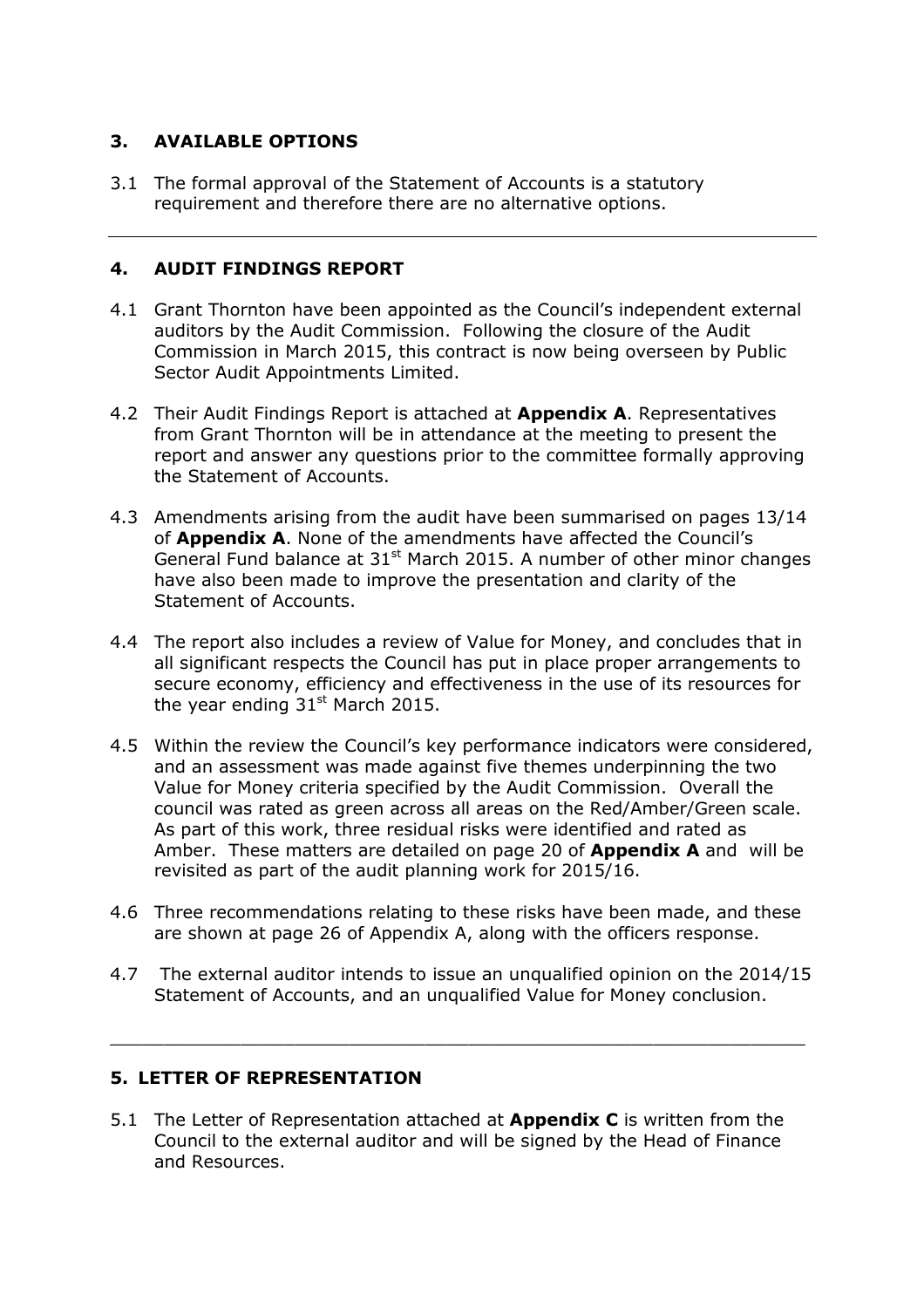## 3. AVAILABLE OPTIONS

3.1 The formal approval of the Statement of Accounts is a statutory requirement and therefore there are no alternative options.

---

## 4. AUDIT FINDINGS REPORT

4.1 Grant Thornton have been appointed as the Council's independent external auditors by the Audit Commission. Following the closure of the Audit Commission in March 2015, this contract is now being overseen by Public Sector Audit Appointments Limited.

4.2 Their Audit Findings Report is attached at **Appendix A**. Representatives from Grant Thornton will be in attendance at the meeting to present the report and answer any questions prior to the committee formally approving the Statement of Accounts.

4.3 Amendments arising from the audit have been summarised on pages 13/14 of **Appendix A**. None of the amendments have affected the Council's General Fund balance at 31st March 2015. A number of other minor changes have also been made to improve the presentation and clarity of the Statement of Accounts.

4.4 The report also includes a review of Value for Money, and concludes that in all significant respects the Council has put in place proper arrangements to secure economy, efficiency and effectiveness in the use of its resources for the year ending 31st March 2015.

4.5 Within the review the Council's key performance indicators were considered, and an assessment was made against five themes underpinning the two Value for Money criteria specified by the Audit Commission. Overall the council was rated as green across all areas on the Red/Amber/Green scale. As part of this work, three residual risks were identified and rated as Amber. These matters are detailed on page 20 of **Appendix A** and will be revisited as part of the audit planning work for 2015/16.

4.6 Three recommendations relating to these risks have been made, and these are shown at page 26 of Appendix A, along with the officers response.

4.7 The external auditor intends to issue an unqualified opinion on the 2014/15 Statement of Accounts, and an unqualified Value for Money conclusion.

---

## 5. LETTER OF REPRESENTATION

5.1 The Letter of Representation attached at **Appendix C** is written from the Council to the external auditor and will be signed by the Head of Finance and Resources.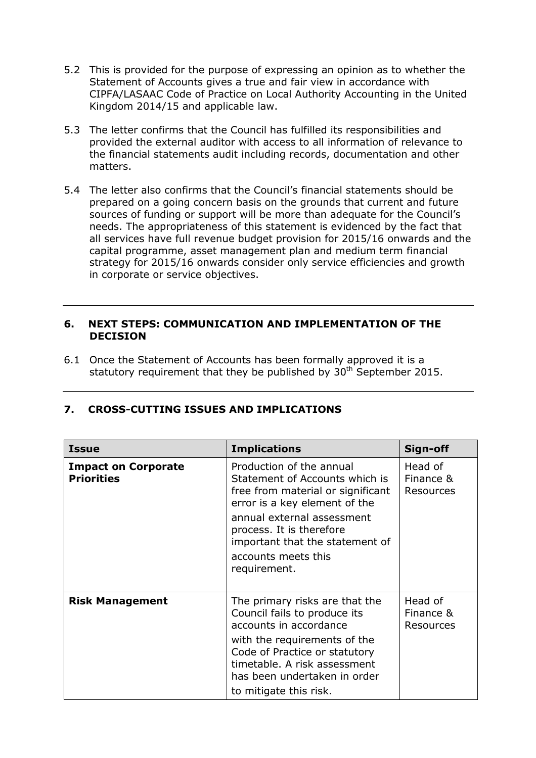5.2 This is provided for the purpose of expressing an opinion as to whether the Statement of Accounts gives a true and fair view in accordance with CIPFA/LASAAC Code of Practice on Local Authority Accounting in the United Kingdom 2014/15 and applicable law.

5.3 The letter confirms that the Council has fulfilled its responsibilities and provided the external auditor with access to all information of relevance to the financial statements audit including records, documentation and other matters.

5.4 The letter also confirms that the Council's financial statements should be prepared on a going concern basis on the grounds that current and future sources of funding or support will be more than adequate for the Council's needs. The appropriateness of this statement is evidenced by the fact that all services have full revenue budget provision for 2015/16 onwards and the capital programme, asset management plan and medium term financial strategy for 2015/16 onwards consider only service efficiencies and growth in corporate or service objectives.

---

## 6. NEXT STEPS: COMMUNICATION AND IMPLEMENTATION OF THE DECISION

6.1 Once the Statement of Accounts has been formally approved it is a statutory requirement that they be published by 30th September 2015.

---

## 7. CROSS-CUTTING ISSUES AND IMPLICATIONS

| Issue | Implications | Sign-off |
|---|---|---|
| **Impact on Corporate Priorities** | Production of the annual Statement of Accounts which is free from material or significant error is a key element of the annual external assessment process. It is therefore important that the statement of accounts meets this requirement. | Head of Finance & Resources |
| **Risk Management** | The primary risks are that the Council fails to produce its accounts in accordance with the requirements of the Code of Practice or statutory timetable. A risk assessment has been undertaken in order to mitigate this risk. | Head of Finance & Resources |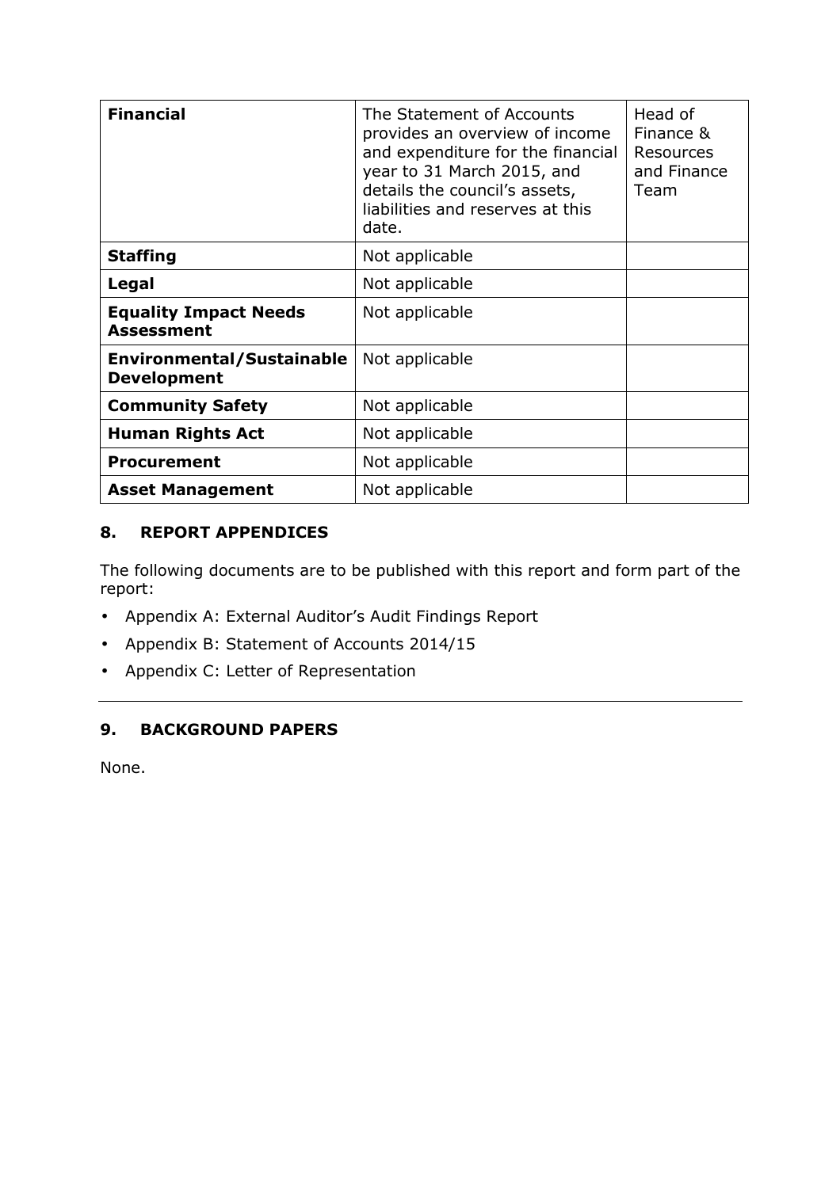| | | |
|---|---|---|
| **Financial** | The Statement of Accounts provides an overview of income and expenditure for the financial year to 31 March 2015, and details the council's assets, liabilities and reserves at this date. | Head of Finance & Resources and Finance Team |
| **Staffing** | Not applicable | |
| **Legal** | Not applicable | |
| **Equality Impact Needs Assessment** | Not applicable | |
| **Environmental/Sustainable Development** | Not applicable | |
| **Community Safety** | Not applicable | |
| **Human Rights Act** | Not applicable | |
| **Procurement** | Not applicable | |
| **Asset Management** | Not applicable | |

## 8. REPORT APPENDICES

The following documents are to be published with this report and form part of the report:

- Appendix A: External Auditor's Audit Findings Report
- Appendix B: Statement of Accounts 2014/15
- Appendix C: Letter of Representation

---

## 9. BACKGROUND PAPERS

None.